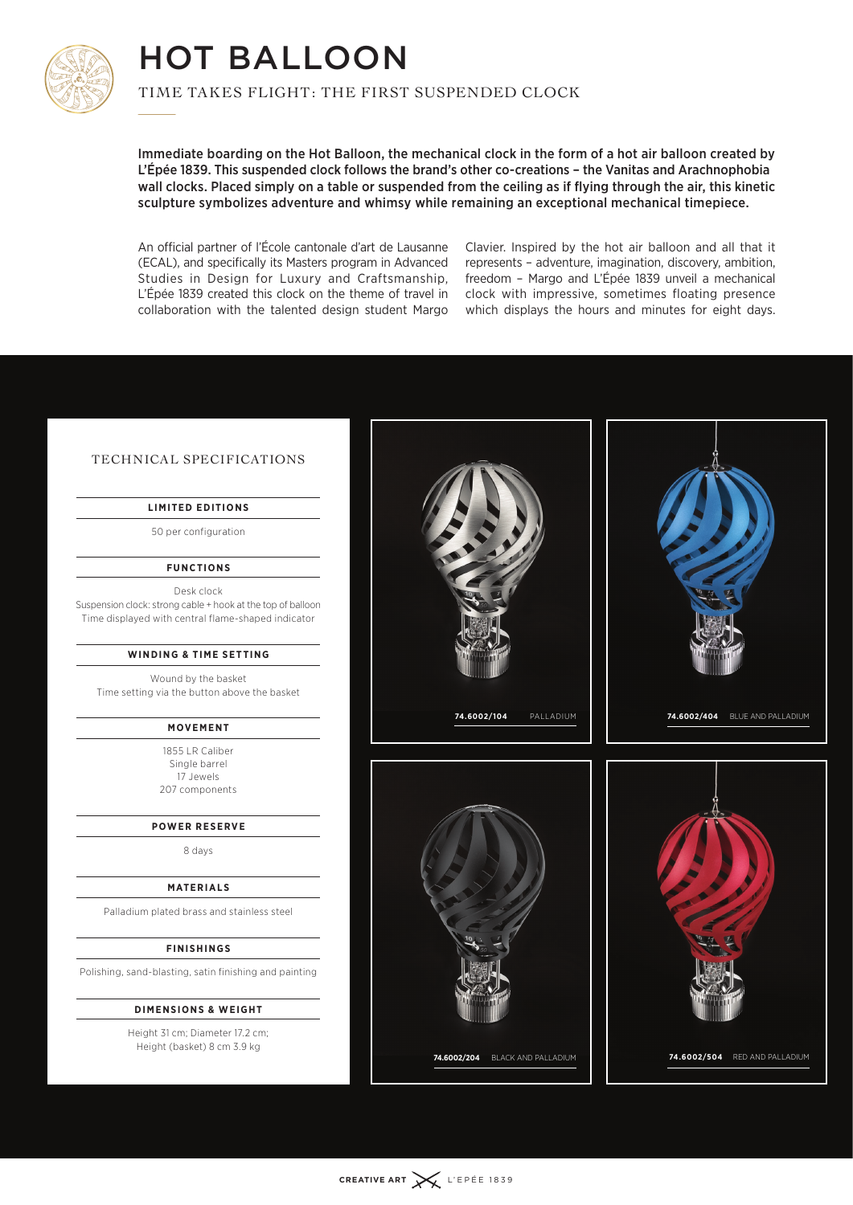# HOT BALLOON

## TIME TAKES FLIGHT: THE FIRST SUSPENDED CLOCK

**Immediate boarding on the Hot Balloon, the mechanical clock in the form of a hot air balloon created by L'Épée 1839. This suspended clock follows the brand's other co-creations – the Vanitas and Arachnophobia wall clocks. Placed simply on a table or suspended from the ceiling as if flying through the air, this kinetic sculpture symbolizes adventure and whimsy while remaining an exceptional mechanical timepiece.**

An official partner of l'École cantonale d'art de Lausanne (ECAL), and specifically its Masters program in Advanced Studies in Design for Luxury and Craftsmanship, L'Épée 1839 created this clock on the theme of travel in collaboration with the talented design student Margo Clavier. Inspired by the hot air balloon and all that it represents – adventure, imagination, discovery, ambition, freedom – Margo and L'Épée 1839 unveil a mechanical clock with impressive, sometimes floating presence which displays the hours and minutes for eight days.

### TECHNICAL SPECIFICATIONS

**LIMITED EDITIONS**

50 per configuration

**FUNCTIONS**

Desk clock
Suspension clock: strong cable + hook at the top of balloon
Time displayed with central flame-shaped indicator

**WINDING & TIME SETTING**

Wound by the basket
Time setting via the button above the basket

**MOVEMENT**

1855 LR Caliber
Single barrel
17 Jewels
207 components

**POWER RESERVE**

8 days

**MATERIALS**

Palladium plated brass and stainless steel

**FINISHINGS**

Polishing, sand-blasting, satin finishing and painting

**DIMENSIONS & WEIGHT**

Height 31 cm; Diameter 17.2 cm;
Height (basket) 8 cm 3.9 kg

**74.6002/104** PALLADIUM

**74.6002/404** BLUE AND PALLADIUM

**74.6002/204** BLACK AND PALLADIUM

**74.6002/504** RED AND PALLADIUM

CREATIVE ART L'ÉPÉE 1839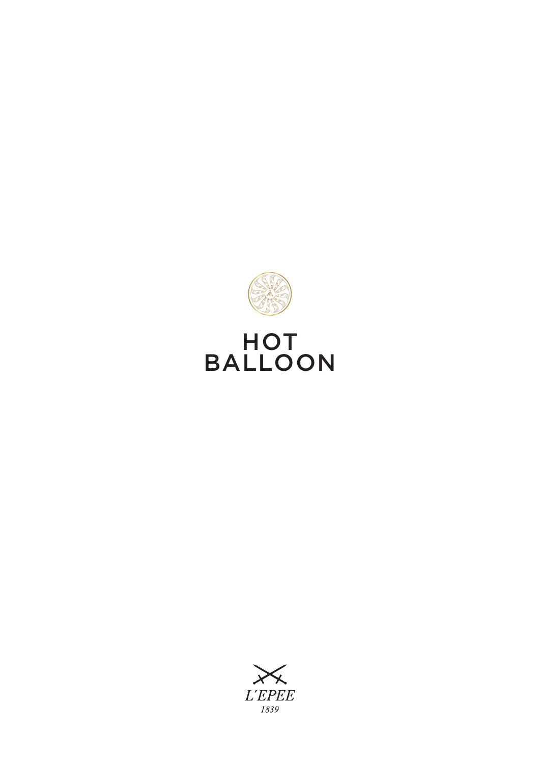# HOT BALLOON

L'EPEE

1839